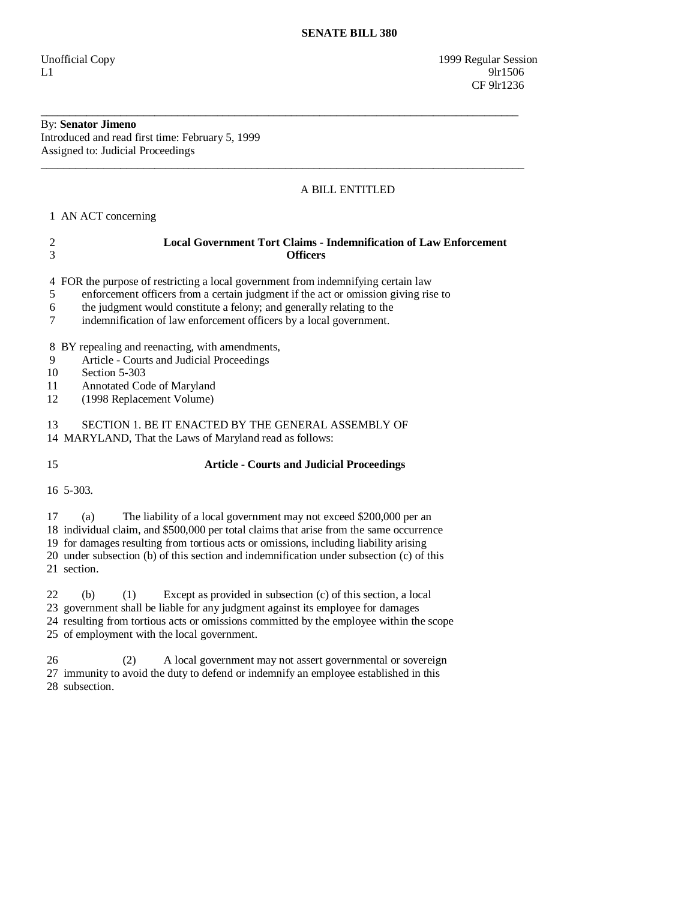# SENATE BILL 380

Unofficial Copy 1999 Regular Session
L1 9lr1506
CF 9lr1236

---

By: **Senator Jimeno**
Introduced and read first time: February 5, 1999
Assigned to: Judicial Proceedings

---

A BILL ENTITLED

1 AN ACT concerning

2 **Local Government Tort Claims - Indemnification of Law Enforcement**
3 **Officers**

4 FOR the purpose of restricting a local government from indemnifying certain law
5 enforcement officers from a certain judgment if the act or omission giving rise to
6 the judgment would constitute a felony; and generally relating to the
7 indemnification of law enforcement officers by a local government.

8 BY repealing and reenacting, with amendments,
9 Article - Courts and Judicial Proceedings
10 Section 5-303
11 Annotated Code of Maryland
12 (1998 Replacement Volume)

13 SECTION 1. BE IT ENACTED BY THE GENERAL ASSEMBLY OF
14 MARYLAND, That the Laws of Maryland read as follows:

15 **Article - Courts and Judicial Proceedings**

16 5-303.

17 (a) The liability of a local government may not exceed $200,000 per an
18 individual claim, and $500,000 per total claims that arise from the same occurrence
19 for damages resulting from tortious acts or omissions, including liability arising
20 under subsection (b) of this section and indemnification under subsection (c) of this
21 section.

22 (b) (1) Except as provided in subsection (c) of this section, a local
23 government shall be liable for any judgment against its employee for damages
24 resulting from tortious acts or omissions committed by the employee within the scope
25 of employment with the local government.

26 (2) A local government may not assert governmental or sovereign
27 immunity to avoid the duty to defend or indemnify an employee established in this
28 subsection.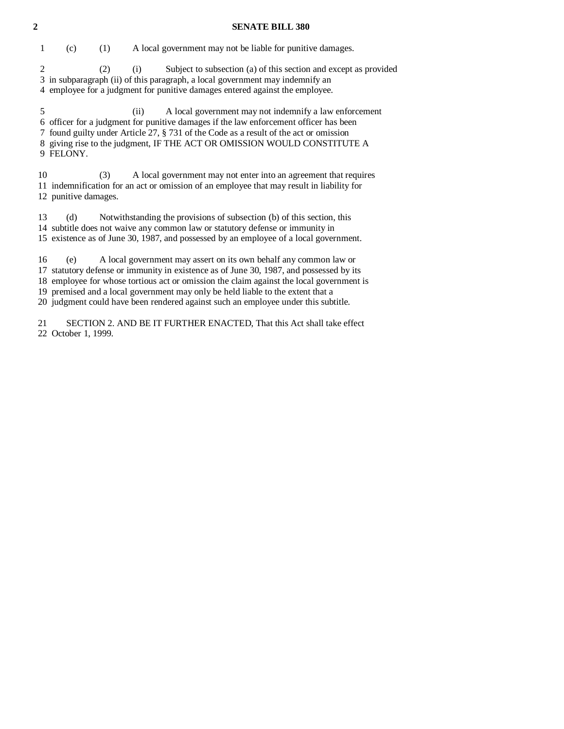(c) (1) A local government may not be liable for punitive damages.

(2) (i) Subject to subsection (a) of this section and except as provided in subparagraph (ii) of this paragraph, a local government may indemnify an employee for a judgment for punitive damages entered against the employee.

(ii) A local government may not indemnify a law enforcement officer for a judgment for punitive damages if the law enforcement officer has been found guilty under Article 27, § 731 of the Code as a result of the act or omission giving rise to the judgment, IF THE ACT OR OMISSION WOULD CONSTITUTE A FELONY.

(3) A local government may not enter into an agreement that requires indemnification for an act or omission of an employee that may result in liability for punitive damages.

(d) Notwithstanding the provisions of subsection (b) of this section, this subtitle does not waive any common law or statutory defense or immunity in existence as of June 30, 1987, and possessed by an employee of a local government.

(e) A local government may assert on its own behalf any common law or statutory defense or immunity in existence as of June 30, 1987, and possessed by its employee for whose tortious act or omission the claim against the local government is premised and a local government may only be held liable to the extent that a judgment could have been rendered against such an employee under this subtitle.

SECTION 2. AND BE IT FURTHER ENACTED, That this Act shall take effect October 1, 1999.